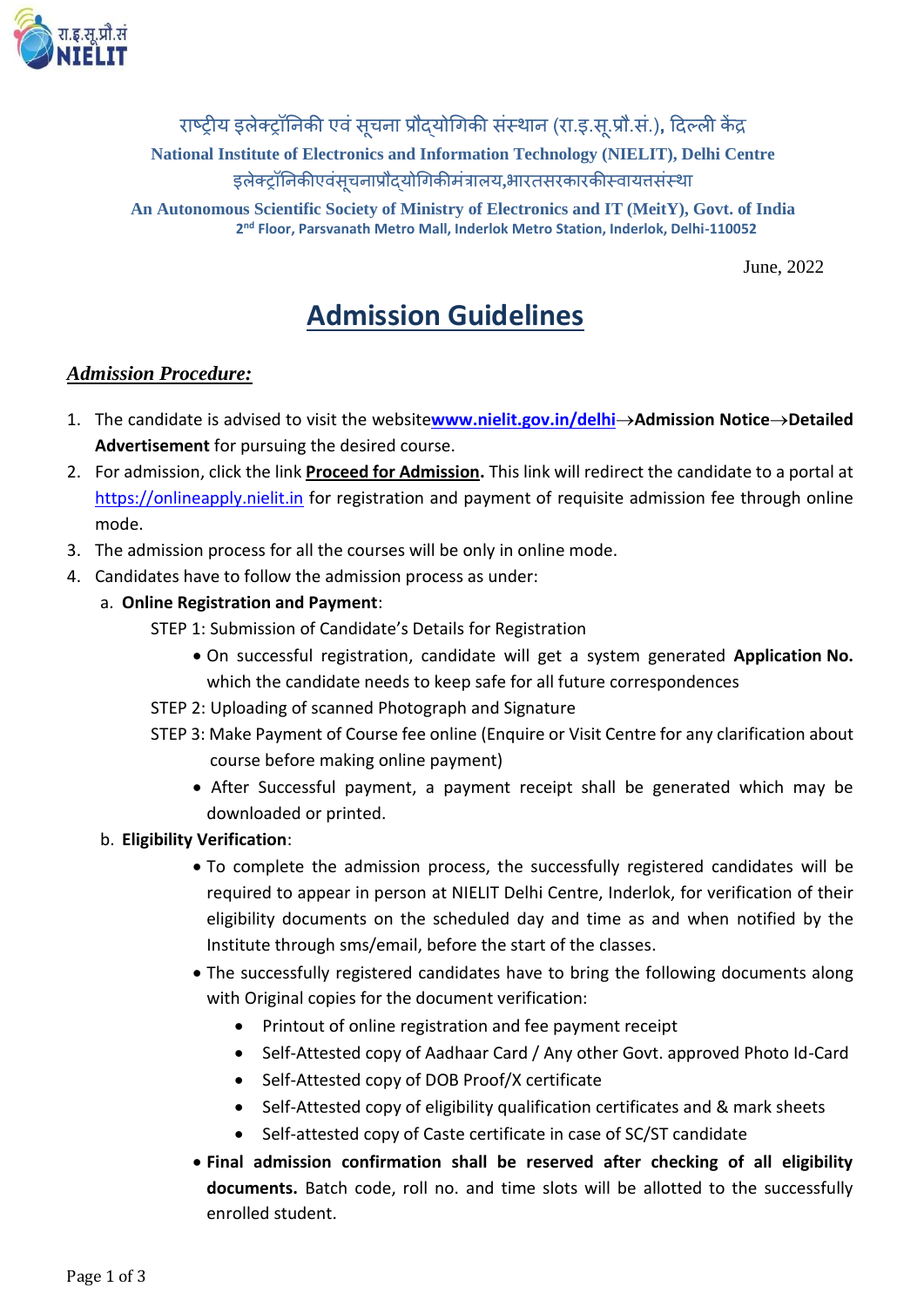राष्ट्रीय इलेक्ट्रॉनिकी एवं सूचना प्रौद्योगिकी संस्थान (रा.इ.सू.प्रौ.सं.), दिल्ली केंद्र

**National Institute of Electronics and Information Technology (NIELIT), Delhi Centre**

इलेक्ट्रॉनिकीएवंसूचनाप्रौद्योगिकीमंत्रालय,भारतसरकारकीस्वायत्तसंस्था

**An Autonomous Scientific Society of Ministry of Electronics and IT (MeitY), Govt. of India**

**2nd Floor, Parsvanath Metro Mall, Inderlok Metro Station, Inderlok, Delhi-110052**

June, 2022

# Admission Guidelines

## *Admission Procedure:*

1. The candidate is advised to visit the website**www.nielit.gov.in/delhi**→**Admission Notice**→**Detailed Advertisement** for pursuing the desired course.
2. For admission, click the link **Proceed for Admission.** This link will redirect the candidate to a portal at https://onlineapply.nielit.in for registration and payment of requisite admission fee through online mode.
3. The admission process for all the courses will be only in online mode.
4. Candidates have to follow the admission process as under:
   a. **Online Registration and Payment**:

      STEP 1: Submission of Candidate's Details for Registration
      - On successful registration, candidate will get a system generated **Application No.** which the candidate needs to keep safe for all future correspondences

      STEP 2: Uploading of scanned Photograph and Signature

      STEP 3: Make Payment of Course fee online (Enquire or Visit Centre for any clarification about course before making online payment)
      - After Successful payment, a payment receipt shall be generated which may be downloaded or printed.

   b. **Eligibility Verification**:
      - To complete the admission process, the successfully registered candidates will be required to appear in person at NIELIT Delhi Centre, Inderlok, for verification of their eligibility documents on the scheduled day and time as and when notified by the Institute through sms/email, before the start of the classes.
      - The successfully registered candidates have to bring the following documents along with Original copies for the document verification:
        - Printout of online registration and fee payment receipt
        - Self-Attested copy of Aadhaar Card / Any other Govt. approved Photo Id-Card
        - Self-Attested copy of DOB Proof/X certificate
        - Self-Attested copy of eligibility qualification certificates and & mark sheets
        - Self-attested copy of Caste certificate in case of SC/ST candidate
      - **Final admission confirmation shall be reserved after checking of all eligibility documents.** Batch code, roll no. and time slots will be allotted to the successfully enrolled student.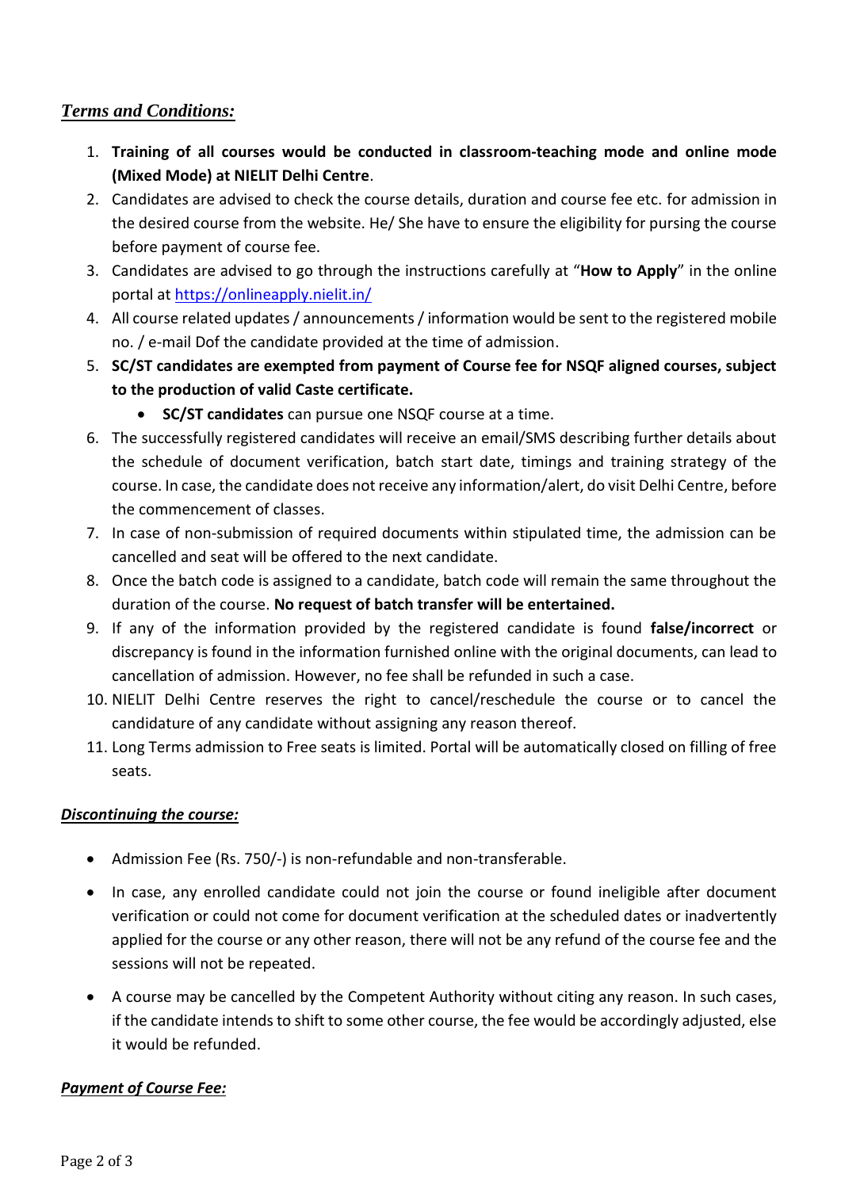## *Terms and Conditions:*

1. **Training of all courses would be conducted in classroom-teaching mode and online mode (Mixed Mode) at NIELIT Delhi Centre**.
2. Candidates are advised to check the course details, duration and course fee etc. for admission in the desired course from the website. He/ She have to ensure the eligibility for pursing the course before payment of course fee.
3. Candidates are advised to go through the instructions carefully at "**How to Apply**" in the online portal at [https://onlineapply.nielit.in/](https://onlineapply.nielit.in/)
4. All course related updates / announcements / information would be sent to the registered mobile no. / e-mail Dof the candidate provided at the time of admission.
5. **SC/ST candidates are exempted from payment of Course fee for NSQF aligned courses, subject to the production of valid Caste certificate.**
   - **SC/ST candidates** can pursue one NSQF course at a time.
6. The successfully registered candidates will receive an email/SMS describing further details about the schedule of document verification, batch start date, timings and training strategy of the course. In case, the candidate does not receive any information/alert, do visit Delhi Centre, before the commencement of classes.
7. In case of non-submission of required documents within stipulated time, the admission can be cancelled and seat will be offered to the next candidate.
8. Once the batch code is assigned to a candidate, batch code will remain the same throughout the duration of the course. **No request of batch transfer will be entertained.**
9. If any of the information provided by the registered candidate is found **false/incorrect** or discrepancy is found in the information furnished online with the original documents, can lead to cancellation of admission. However, no fee shall be refunded in such a case.
10. NIELIT Delhi Centre reserves the right to cancel/reschedule the course or to cancel the candidature of any candidate without assigning any reason thereof.
11. Long Terms admission to Free seats is limited. Portal will be automatically closed on filling of free seats.

### *Discontinuing the course:*

- Admission Fee (Rs. 750/-) is non-refundable and non-transferable.
- In case, any enrolled candidate could not join the course or found ineligible after document verification or could not come for document verification at the scheduled dates or inadvertently applied for the course or any other reason, there will not be any refund of the course fee and the sessions will not be repeated.
- A course may be cancelled by the Competent Authority without citing any reason. In such cases, if the candidate intends to shift to some other course, the fee would be accordingly adjusted, else it would be refunded.

### *Payment of Course Fee:*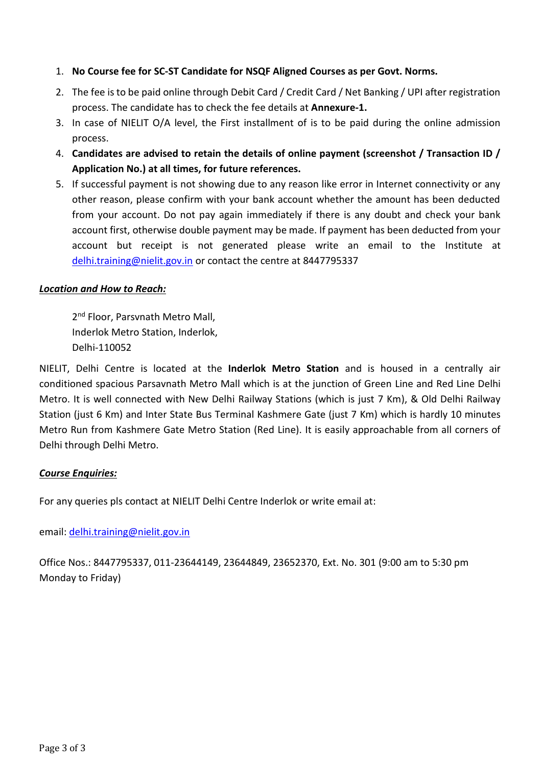1. **No Course fee for SC-ST Candidate for NSQF Aligned Courses as per Govt. Norms.**
2. The fee is to be paid online through Debit Card / Credit Card / Net Banking / UPI after registration process. The candidate has to check the fee details at **Annexure-1.**
3. In case of NIELIT O/A level, the First installment of is to be paid during the online admission process.
4. **Candidates are advised to retain the details of online payment (screenshot / Transaction ID / Application No.) at all times, for future references.**
5. If successful payment is not showing due to any reason like error in Internet connectivity or any other reason, please confirm with your bank account whether the amount has been deducted from your account. Do not pay again immediately if there is any doubt and check your bank account first, otherwise double payment may be made. If payment has been deducted from your account but receipt is not generated please write an email to the Institute at delhi.training@nielit.gov.in or contact the centre at 8447795337

***Location and How to Reach:***

2nd Floor, Parsvnath Metro Mall,
Inderlok Metro Station, Inderlok,
Delhi-110052

NIELIT, Delhi Centre is located at the **Inderlok Metro Station** and is housed in a centrally air conditioned spacious Parsavnath Metro Mall which is at the junction of Green Line and Red Line Delhi Metro. It is well connected with New Delhi Railway Stations (which is just 7 Km), & Old Delhi Railway Station (just 6 Km) and Inter State Bus Terminal Kashmere Gate (just 7 Km) which is hardly 10 minutes Metro Run from Kashmere Gate Metro Station (Red Line). It is easily approachable from all corners of Delhi through Delhi Metro.

***Course Enquiries:***

For any queries pls contact at NIELIT Delhi Centre Inderlok or write email at:

email: delhi.training@nielit.gov.in

Office Nos.: 8447795337, 011-23644149, 23644849, 23652370, Ext. No. 301 (9:00 am to 5:30 pm Monday to Friday)